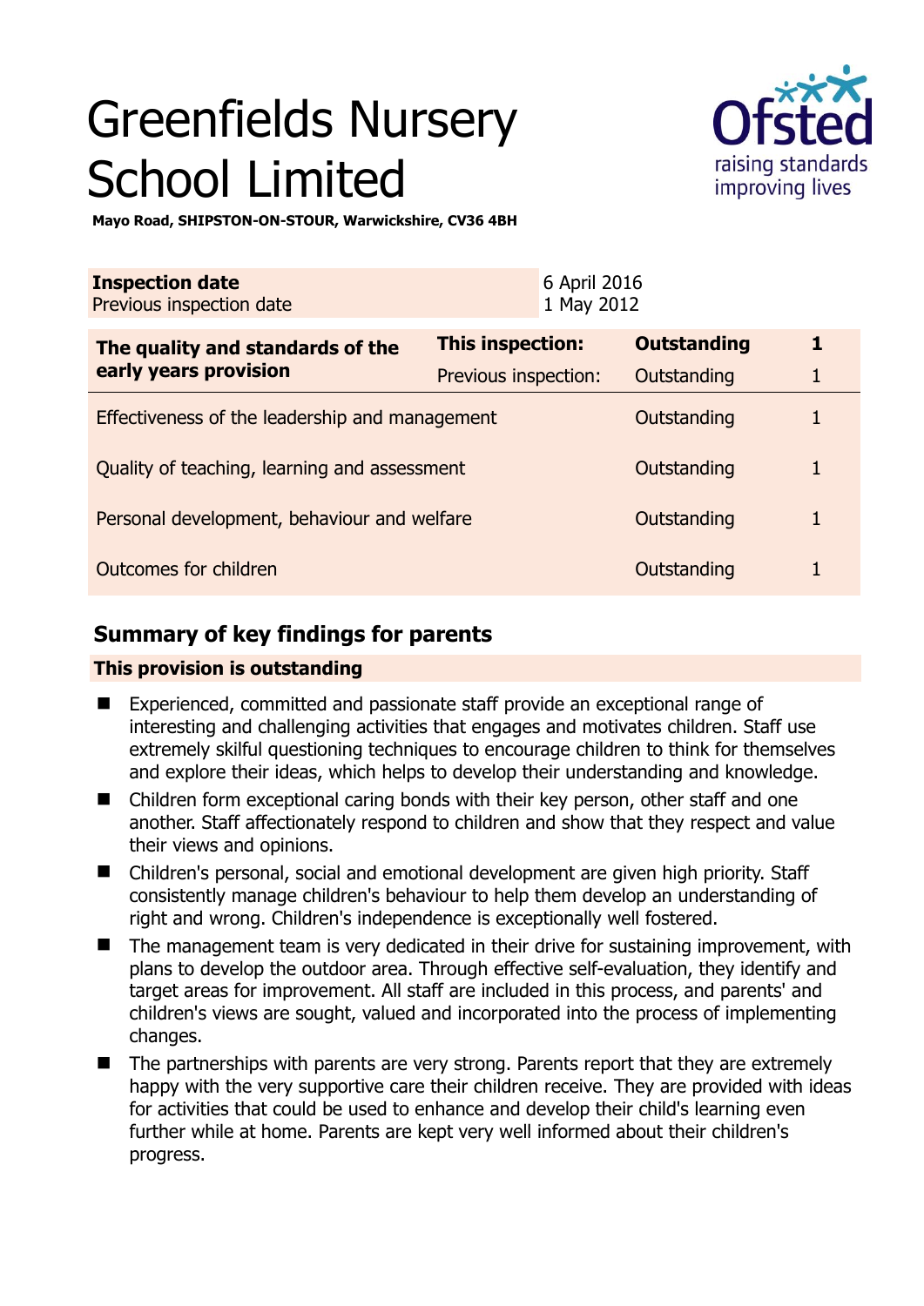# Greenfields Nursery School Limited

**Mayo Road, SHIPSTON-ON-STOUR, Warwickshire, CV36 4BH**

| **Inspection date** | 6 April 2016 |
|---|---|
| Previous inspection date | 1 May 2012 |

| **The quality and standards of the early years provision** | **This inspection:** | **Outstanding** | **1** |
|---|---|---|---|
| | Previous inspection: | Outstanding | 1 |
| Effectiveness of the leadership and management | | Outstanding | 1 |
| Quality of teaching, learning and assessment | | Outstanding | 1 |
| Personal development, behaviour and welfare | | Outstanding | 1 |
| Outcomes for children | | Outstanding | 1 |

## Summary of key findings for parents

**This provision is outstanding**

- Experienced, committed and passionate staff provide an exceptional range of interesting and challenging activities that engages and motivates children. Staff use extremely skilful questioning techniques to encourage children to think for themselves and explore their ideas, which helps to develop their understanding and knowledge.
- Children form exceptional caring bonds with their key person, other staff and one another. Staff affectionately respond to children and show that they respect and value their views and opinions.
- Children's personal, social and emotional development are given high priority. Staff consistently manage children's behaviour to help them develop an understanding of right and wrong. Children's independence is exceptionally well fostered.
- The management team is very dedicated in their drive for sustaining improvement, with plans to develop the outdoor area. Through effective self-evaluation, they identify and target areas for improvement. All staff are included in this process, and parents' and children's views are sought, valued and incorporated into the process of implementing changes.
- The partnerships with parents are very strong. Parents report that they are extremely happy with the very supportive care their children receive. They are provided with ideas for activities that could be used to enhance and develop their child's learning even further while at home. Parents are kept very well informed about their children's progress.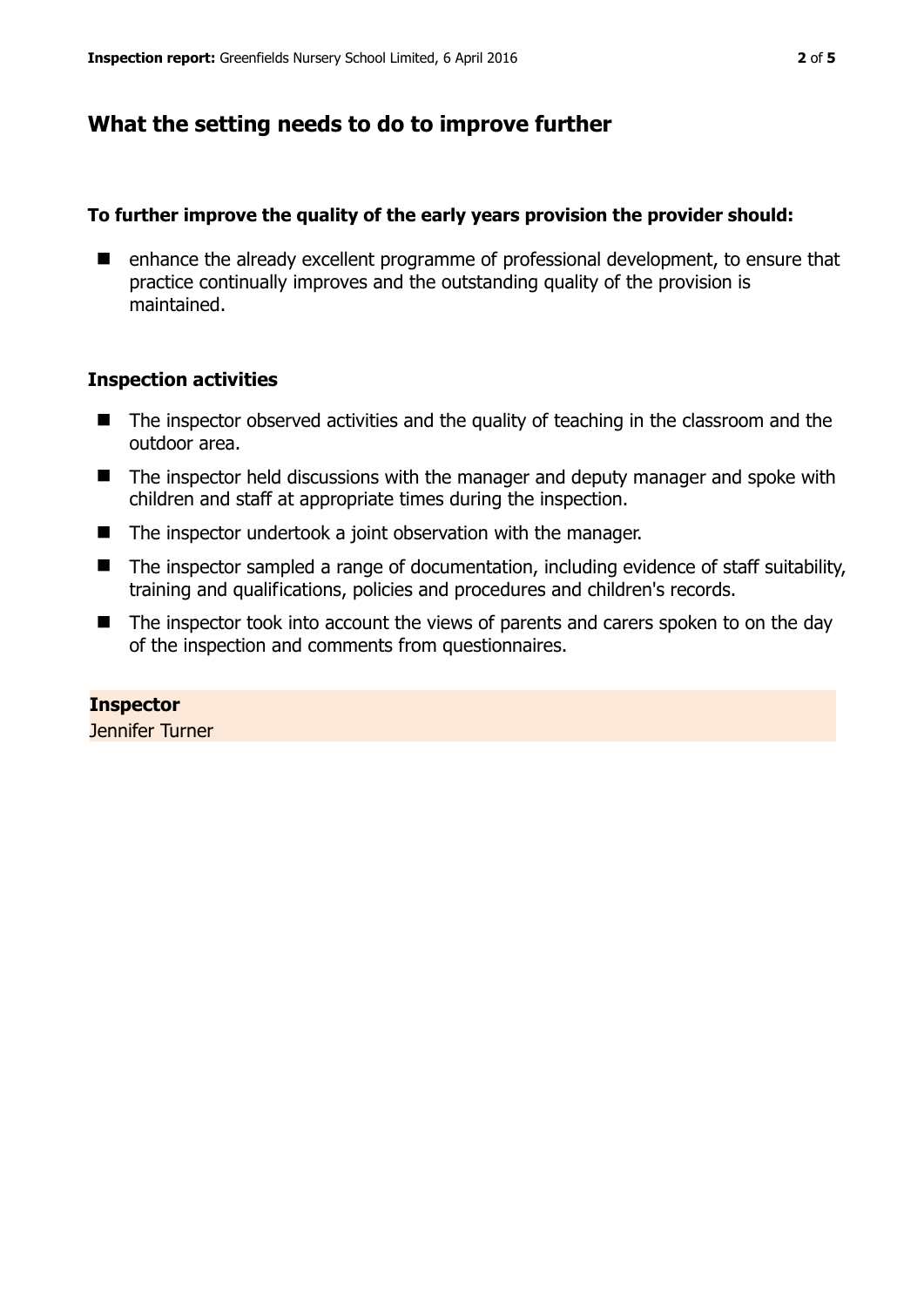## What the setting needs to do to improve further

**To further improve the quality of the early years provision the provider should:**

- enhance the already excellent programme of professional development, to ensure that practice continually improves and the outstanding quality of the provision is maintained.

### Inspection activities

- The inspector observed activities and the quality of teaching in the classroom and the outdoor area.
- The inspector held discussions with the manager and deputy manager and spoke with children and staff at appropriate times during the inspection.
- The inspector undertook a joint observation with the manager.
- The inspector sampled a range of documentation, including evidence of staff suitability, training and qualifications, policies and procedures and children's records.
- The inspector took into account the views of parents and carers spoken to on the day of the inspection and comments from questionnaires.

**Inspector**
Jennifer Turner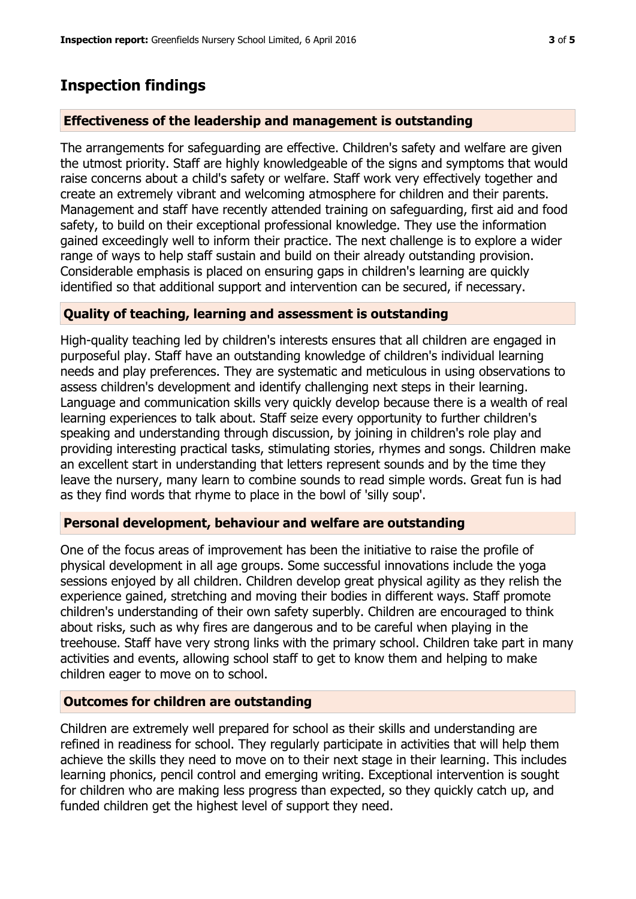## Inspection findings

### Effectiveness of the leadership and management is outstanding

The arrangements for safeguarding are effective. Children's safety and welfare are given the utmost priority. Staff are highly knowledgeable of the signs and symptoms that would raise concerns about a child's safety or welfare. Staff work very effectively together and create an extremely vibrant and welcoming atmosphere for children and their parents. Management and staff have recently attended training on safeguarding, first aid and food safety, to build on their exceptional professional knowledge. They use the information gained exceedingly well to inform their practice. The next challenge is to explore a wider range of ways to help staff sustain and build on their already outstanding provision. Considerable emphasis is placed on ensuring gaps in children's learning are quickly identified so that additional support and intervention can be secured, if necessary.

### Quality of teaching, learning and assessment is outstanding

High-quality teaching led by children's interests ensures that all children are engaged in purposeful play. Staff have an outstanding knowledge of children's individual learning needs and play preferences. They are systematic and meticulous in using observations to assess children's development and identify challenging next steps in their learning. Language and communication skills very quickly develop because there is a wealth of real learning experiences to talk about. Staff seize every opportunity to further children's speaking and understanding through discussion, by joining in children's role play and providing interesting practical tasks, stimulating stories, rhymes and songs. Children make an excellent start in understanding that letters represent sounds and by the time they leave the nursery, many learn to combine sounds to read simple words. Great fun is had as they find words that rhyme to place in the bowl of 'silly soup'.

### Personal development, behaviour and welfare are outstanding

One of the focus areas of improvement has been the initiative to raise the profile of physical development in all age groups. Some successful innovations include the yoga sessions enjoyed by all children. Children develop great physical agility as they relish the experience gained, stretching and moving their bodies in different ways. Staff promote children's understanding of their own safety superbly. Children are encouraged to think about risks, such as why fires are dangerous and to be careful when playing in the treehouse. Staff have very strong links with the primary school. Children take part in many activities and events, allowing school staff to get to know them and helping to make children eager to move on to school.

### Outcomes for children are outstanding

Children are extremely well prepared for school as their skills and understanding are refined in readiness for school. They regularly participate in activities that will help them achieve the skills they need to move on to their next stage in their learning. This includes learning phonics, pencil control and emerging writing. Exceptional intervention is sought for children who are making less progress than expected, so they quickly catch up, and funded children get the highest level of support they need.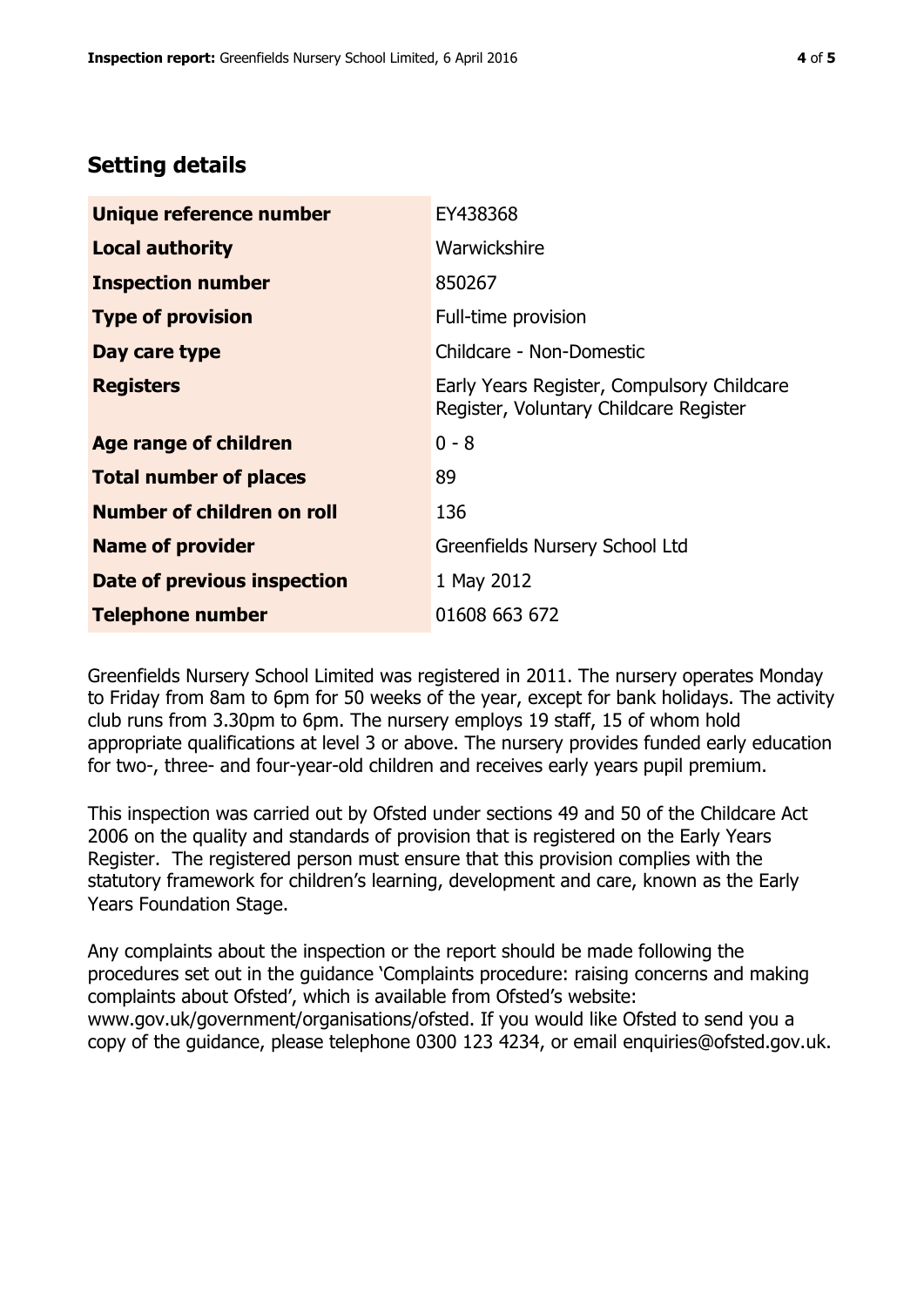## Setting details

| | |
|---|---|
| **Unique reference number** | EY438368 |
| **Local authority** | Warwickshire |
| **Inspection number** | 850267 |
| **Type of provision** | Full-time provision |
| **Day care type** | Childcare - Non-Domestic |
| **Registers** | Early Years Register, Compulsory Childcare Register, Voluntary Childcare Register |
| **Age range of children** | 0 - 8 |
| **Total number of places** | 89 |
| **Number of children on roll** | 136 |
| **Name of provider** | Greenfields Nursery School Ltd |
| **Date of previous inspection** | 1 May 2012 |
| **Telephone number** | 01608 663 672 |

Greenfields Nursery School Limited was registered in 2011. The nursery operates Monday to Friday from 8am to 6pm for 50 weeks of the year, except for bank holidays. The activity club runs from 3.30pm to 6pm. The nursery employs 19 staff, 15 of whom hold appropriate qualifications at level 3 or above. The nursery provides funded early education for two-, three- and four-year-old children and receives early years pupil premium.

This inspection was carried out by Ofsted under sections 49 and 50 of the Childcare Act 2006 on the quality and standards of provision that is registered on the Early Years Register. The registered person must ensure that this provision complies with the statutory framework for children's learning, development and care, known as the Early Years Foundation Stage.

Any complaints about the inspection or the report should be made following the procedures set out in the guidance 'Complaints procedure: raising concerns and making complaints about Ofsted', which is available from Ofsted's website: www.gov.uk/government/organisations/ofsted. If you would like Ofsted to send you a copy of the guidance, please telephone 0300 123 4234, or email enquiries@ofsted.gov.uk.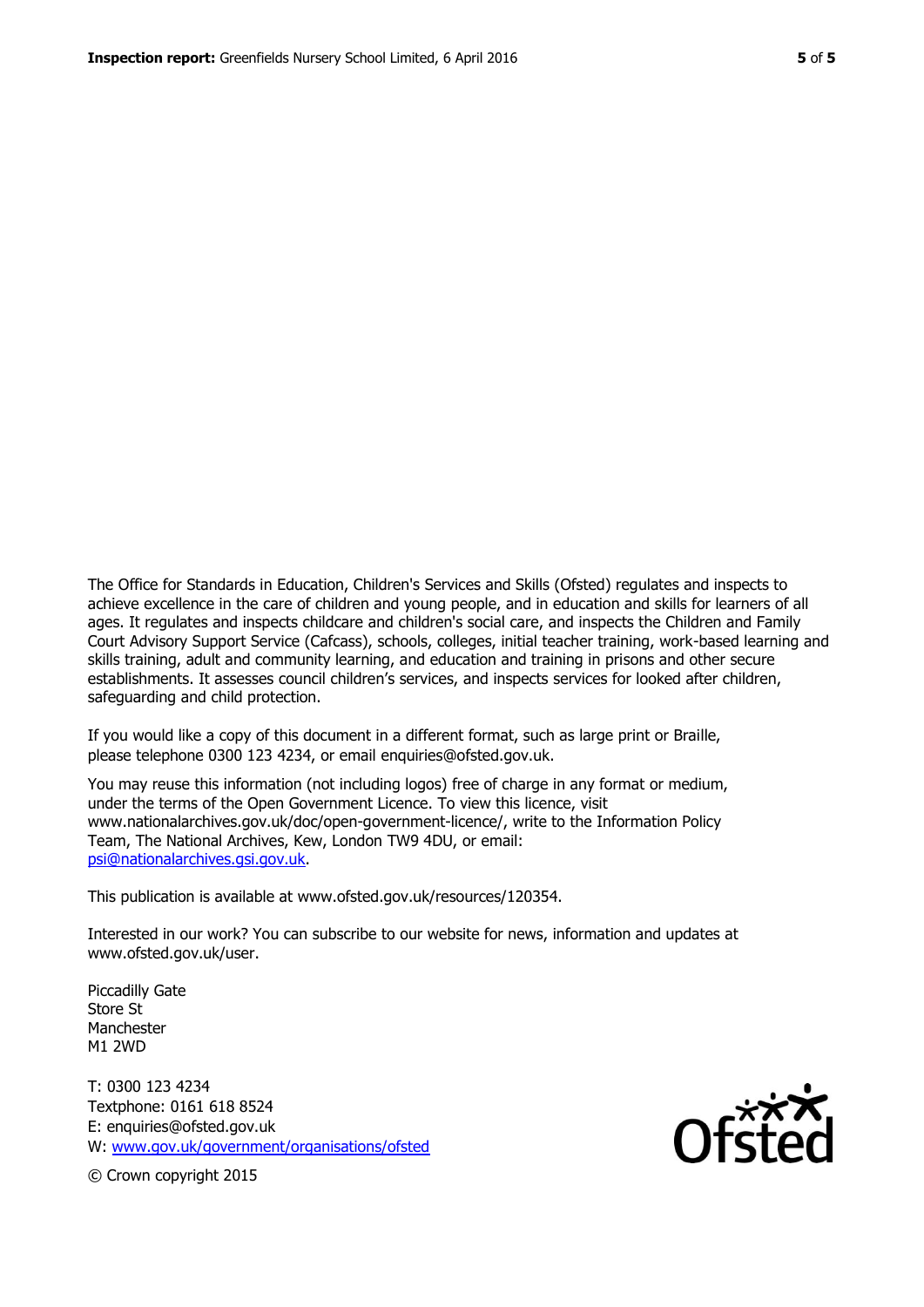The Office for Standards in Education, Children's Services and Skills (Ofsted) regulates and inspects to achieve excellence in the care of children and young people, and in education and skills for learners of all ages. It regulates and inspects childcare and children's social care, and inspects the Children and Family Court Advisory Support Service (Cafcass), schools, colleges, initial teacher training, work-based learning and skills training, adult and community learning, and education and training in prisons and other secure establishments. It assesses council children's services, and inspects services for looked after children, safeguarding and child protection.

If you would like a copy of this document in a different format, such as large print or Braille, please telephone 0300 123 4234, or email enquiries@ofsted.gov.uk.

You may reuse this information (not including logos) free of charge in any format or medium, under the terms of the Open Government Licence. To view this licence, visit www.nationalarchives.gov.uk/doc/open-government-licence/, write to the Information Policy Team, The National Archives, Kew, London TW9 4DU, or email: psi@nationalarchives.gsi.gov.uk.

This publication is available at www.ofsted.gov.uk/resources/120354.

Interested in our work? You can subscribe to our website for news, information and updates at www.ofsted.gov.uk/user.

Piccadilly Gate
Store St
Manchester
M1 2WD

T: 0300 123 4234
Textphone: 0161 618 8524
E: enquiries@ofsted.gov.uk
W: www.gov.uk/government/organisations/ofsted

© Crown copyright 2015